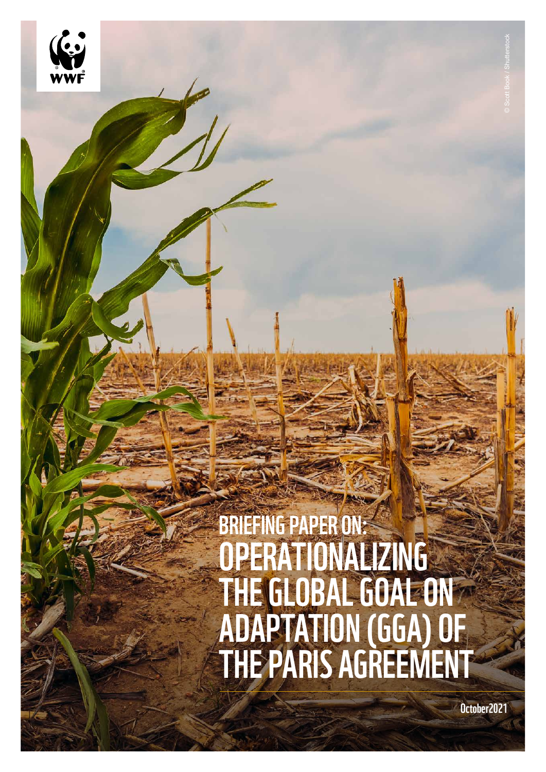WWF

# BRIEFING PAPER ON: OPERATIONALIZING THE GLOBAL GOAL ON ADAPTATION (GGA) OF THE PARIS AGREEMENT

October 2021

© Scott Book / Shutterstock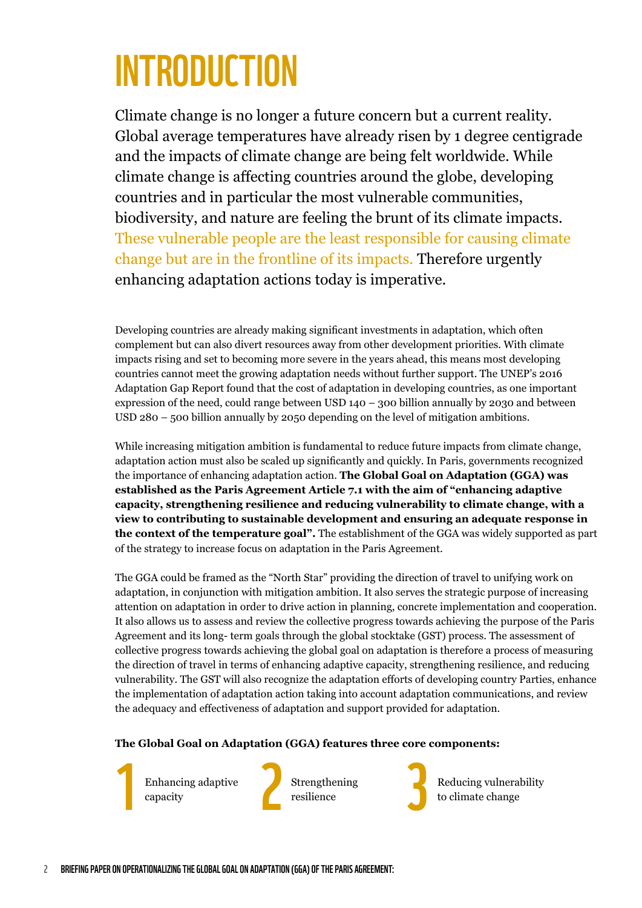# INTRODUCTION

Climate change is no longer a future concern but a current reality. Global average temperatures have already risen by 1 degree centigrade and the impacts of climate change are being felt worldwide. While climate change is affecting countries around the globe, developing countries and in particular the most vulnerable communities, biodiversity, and nature are feeling the brunt of its climate impacts. These vulnerable people are the least responsible for causing climate change but are in the frontline of its impacts. Therefore urgently enhancing adaptation actions today is imperative.

Developing countries are already making significant investments in adaptation, which often complement but can also divert resources away from other development priorities. With climate impacts rising and set to becoming more severe in the years ahead, this means most developing countries cannot meet the growing adaptation needs without further support. The UNEP's 2016 Adaptation Gap Report found that the cost of adaptation in developing countries, as one important expression of the need, could range between USD 140 – 300 billion annually by 2030 and between USD 280 – 500 billion annually by 2050 depending on the level of mitigation ambitions.

While increasing mitigation ambition is fundamental to reduce future impacts from climate change, adaptation action must also be scaled up significantly and quickly. In Paris, governments recognized the importance of enhancing adaptation action. **The Global Goal on Adaptation (GGA) was established as the Paris Agreement Article 7.1 with the aim of "enhancing adaptive capacity, strengthening resilience and reducing vulnerability to climate change, with a view to contributing to sustainable development and ensuring an adequate response in the context of the temperature goal".** The establishment of the GGA was widely supported as part of the strategy to increase focus on adaptation in the Paris Agreement.

The GGA could be framed as the "North Star" providing the direction of travel to unifying work on adaptation, in conjunction with mitigation ambition. It also serves the strategic purpose of increasing attention on adaptation in order to drive action in planning, concrete implementation and cooperation. It also allows us to assess and review the collective progress towards achieving the purpose of the Paris Agreement and its long- term goals through the global stocktake (GST) process. The assessment of collective progress towards achieving the global goal on adaptation is therefore a process of measuring the direction of travel in terms of enhancing adaptive capacity, strengthening resilience, and reducing vulnerability. The GST will also recognize the adaptation efforts of developing country Parties, enhance the implementation of adaptation action taking into account adaptation communications, and review the adequacy and effectiveness of adaptation and support provided for adaptation.

**The Global Goal on Adaptation (GGA) features three core components:**

1. Enhancing adaptive capacity
2. Strengthening resilience
3. Reducing vulnerability to climate change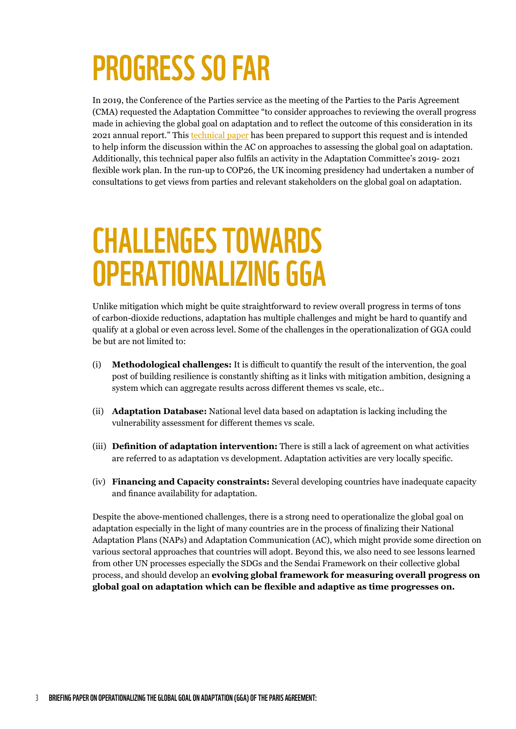# PROGRESS SO FAR

In 2019, the Conference of the Parties service as the meeting of the Parties to the Paris Agreement (CMA) requested the Adaptation Committee "to consider approaches to reviewing the overall progress made in achieving the global goal on adaptation and to reflect the outcome of this consideration in its 2021 annual report." This technical paper has been prepared to support this request and is intended to help inform the discussion within the AC on approaches to assessing the global goal on adaptation. Additionally, this technical paper also fulfils an activity in the Adaptation Committee's 2019- 2021 flexible work plan. In the run-up to COP26, the UK incoming presidency had undertaken a number of consultations to get views from parties and relevant stakeholders on the global goal on adaptation.

# CHALLENGES TOWARDS OPERATIONALIZING GGA

Unlike mitigation which might be quite straightforward to review overall progress in terms of tons of carbon-dioxide reductions, adaptation has multiple challenges and might be hard to quantify and qualify at a global or even across level. Some of the challenges in the operationalization of GGA could be but are not limited to:

(i) **Methodological challenges:** It is difficult to quantify the result of the intervention, the goal post of building resilience is constantly shifting as it links with mitigation ambition, designing a system which can aggregate results across different themes vs scale, etc..

(ii) **Adaptation Database:** National level data based on adaptation is lacking including the vulnerability assessment for different themes vs scale.

(iii) **Definition of adaptation intervention:** There is still a lack of agreement on what activities are referred to as adaptation vs development. Adaptation activities are very locally specific.

(iv) **Financing and Capacity constraints:** Several developing countries have inadequate capacity and finance availability for adaptation.

Despite the above-mentioned challenges, there is a strong need to operationalize the global goal on adaptation especially in the light of many countries are in the process of finalizing their National Adaptation Plans (NAPs) and Adaptation Communication (AC), which might provide some direction on various sectoral approaches that countries will adopt. Beyond this, we also need to see lessons learned from other UN processes especially the SDGs and the Sendai Framework on their collective global process, and should develop an **evolving global framework for measuring overall progress on global goal on adaptation which can be flexible and adaptive as time progresses on.**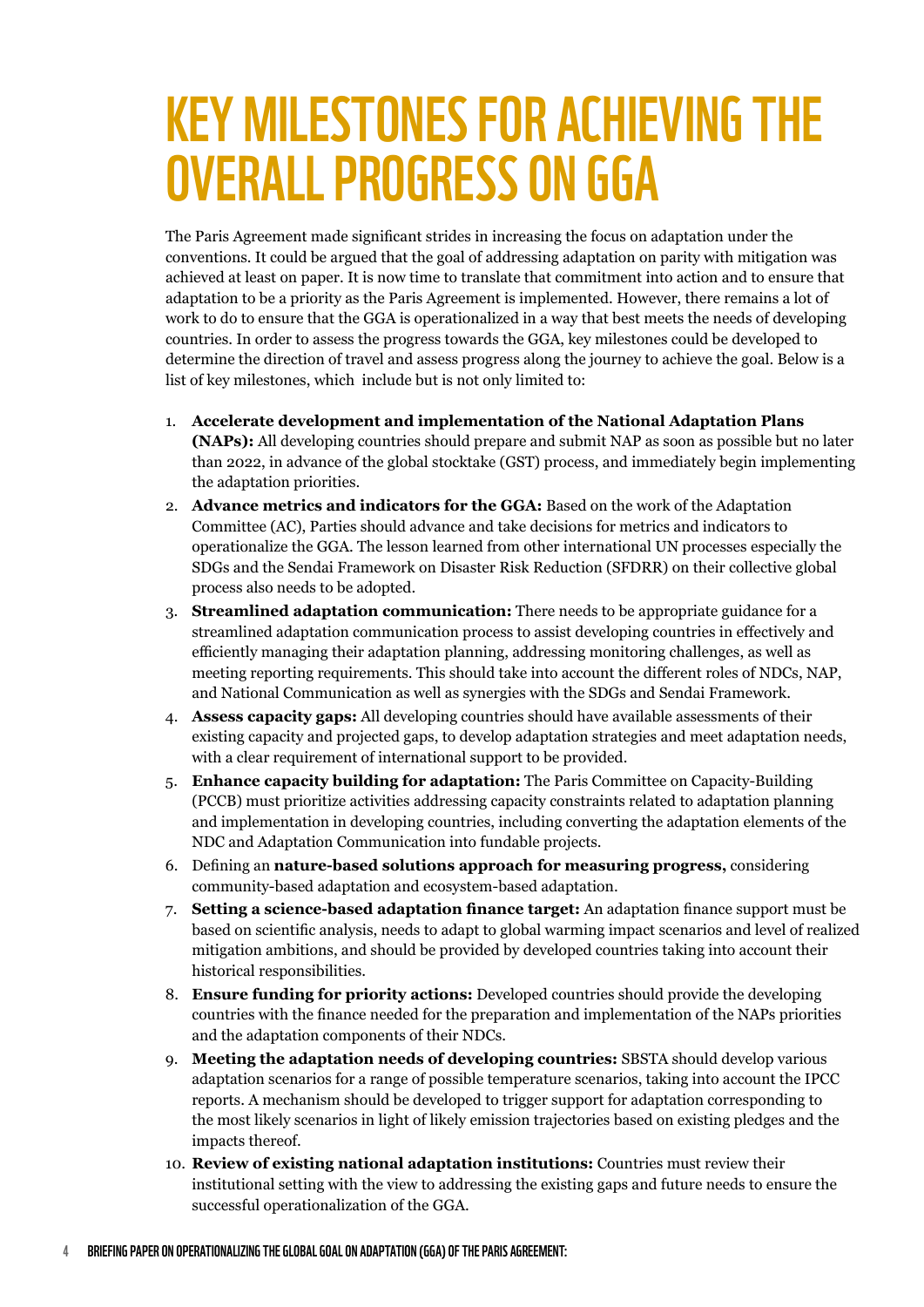# KEY MILESTONES FOR ACHIEVING THE OVERALL PROGRESS ON GGA

The Paris Agreement made significant strides in increasing the focus on adaptation under the conventions. It could be argued that the goal of addressing adaptation on parity with mitigation was achieved at least on paper. It is now time to translate that commitment into action and to ensure that adaptation to be a priority as the Paris Agreement is implemented. However, there remains a lot of work to do to ensure that the GGA is operationalized in a way that best meets the needs of developing countries. In order to assess the progress towards the GGA, key milestones could be developed to determine the direction of travel and assess progress along the journey to achieve the goal. Below is a list of key milestones, which include but is not only limited to:

1. **Accelerate development and implementation of the National Adaptation Plans (NAPs):** All developing countries should prepare and submit NAP as soon as possible but no later than 2022, in advance of the global stocktake (GST) process, and immediately begin implementing the adaptation priorities.
2. **Advance metrics and indicators for the GGA:** Based on the work of the Adaptation Committee (AC), Parties should advance and take decisions for metrics and indicators to operationalize the GGA. The lesson learned from other international UN processes especially the SDGs and the Sendai Framework on Disaster Risk Reduction (SFDRR) on their collective global process also needs to be adopted.
3. **Streamlined adaptation communication:** There needs to be appropriate guidance for a streamlined adaptation communication process to assist developing countries in effectively and efficiently managing their adaptation planning, addressing monitoring challenges, as well as meeting reporting requirements. This should take into account the different roles of NDCs, NAP, and National Communication as well as synergies with the SDGs and Sendai Framework.
4. **Assess capacity gaps:** All developing countries should have available assessments of their existing capacity and projected gaps, to develop adaptation strategies and meet adaptation needs, with a clear requirement of international support to be provided.
5. **Enhance capacity building for adaptation:** The Paris Committee on Capacity-Building (PCCB) must prioritize activities addressing capacity constraints related to adaptation planning and implementation in developing countries, including converting the adaptation elements of the NDC and Adaptation Communication into fundable projects.
6. Defining an **nature-based solutions approach for measuring progress,** considering community-based adaptation and ecosystem-based adaptation.
7. **Setting a science-based adaptation finance target:** An adaptation finance support must be based on scientific analysis, needs to adapt to global warming impact scenarios and level of realized mitigation ambitions, and should be provided by developed countries taking into account their historical responsibilities.
8. **Ensure funding for priority actions:** Developed countries should provide the developing countries with the finance needed for the preparation and implementation of the NAPs priorities and the adaptation components of their NDCs.
9. **Meeting the adaptation needs of developing countries:** SBSTA should develop various adaptation scenarios for a range of possible temperature scenarios, taking into account the IPCC reports. A mechanism should be developed to trigger support for adaptation corresponding to the most likely scenarios in light of likely emission trajectories based on existing pledges and the impacts thereof.
10. **Review of existing national adaptation institutions:** Countries must review their institutional setting with the view to addressing the existing gaps and future needs to ensure the successful operationalization of the GGA.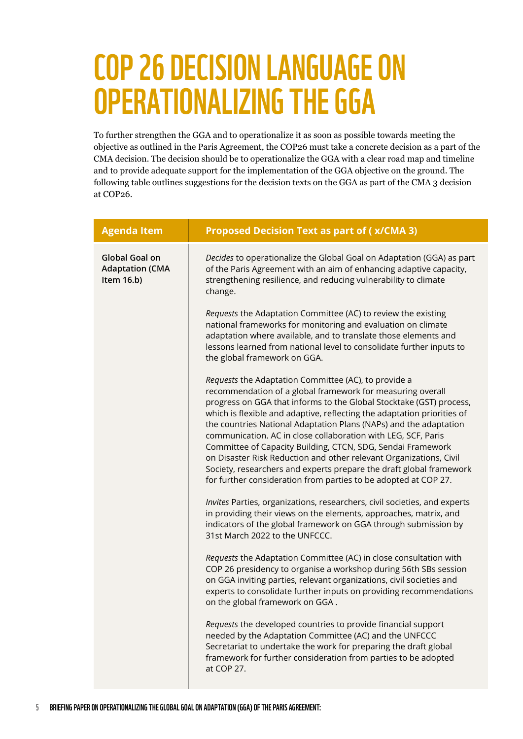# COP 26 DECISION LANGUAGE ON OPERATIONALIZING THE GGA

To further strengthen the GGA and to operationalize it as soon as possible towards meeting the objective as outlined in the Paris Agreement, the COP26 must take a concrete decision as a part of the CMA decision. The decision should be to operationalize the GGA with a clear road map and timeline and to provide adequate support for the implementation of the GGA objective on the ground. The following table outlines suggestions for the decision texts on the GGA as part of the CMA 3 decision at COP26.

| Agenda Item | Proposed Decision Text as part of ( x/CMA 3) |
|---|---|
| **Global Goal on Adaptation (CMA Item 16.b)** | *Decides* to operationalize the Global Goal on Adaptation (GGA) as part of the Paris Agreement with an aim of enhancing adaptive capacity, strengthening resilience, and reducing vulnerability to climate change.<br><br>*Requests* the Adaptation Committee (AC) to review the existing national frameworks for monitoring and evaluation on climate adaptation where available, and to translate those elements and lessons learned from national level to consolidate further inputs to the global framework on GGA.<br><br>*Requests* the Adaptation Committee (AC), to provide a recommendation of a global framework for measuring overall progress on GGA that informs to the Global Stocktake (GST) process, which is flexible and adaptive, reflecting the adaptation priorities of the countries National Adaptation Plans (NAPs) and the adaptation communication. AC in close collaboration with LEG, SCF, Paris Committee of Capacity Building, CTCN, SDG, Sendai Framework on Disaster Risk Reduction and other relevant Organizations, Civil Society, researchers and experts prepare the draft global framework for further consideration from parties to be adopted at COP 27.<br><br>*Invites* Parties, organizations, researchers, civil societies, and experts in providing their views on the elements, approaches, matrix, and indicators of the global framework on GGA through submission by 31st March 2022 to the UNFCCC.<br><br>*Requests* the Adaptation Committee (AC) in close consultation with COP 26 presidency to organise a workshop during 56th SBs session on GGA inviting parties, relevant organizations, civil societies and experts to consolidate further inputs on providing recommendations on the global framework on GGA .<br><br>*Requests* the developed countries to provide financial support needed by the Adaptation Committee (AC) and the UNFCCC Secretariat to undertake the work for preparing the draft global framework for further consideration from parties to be adopted at COP 27. |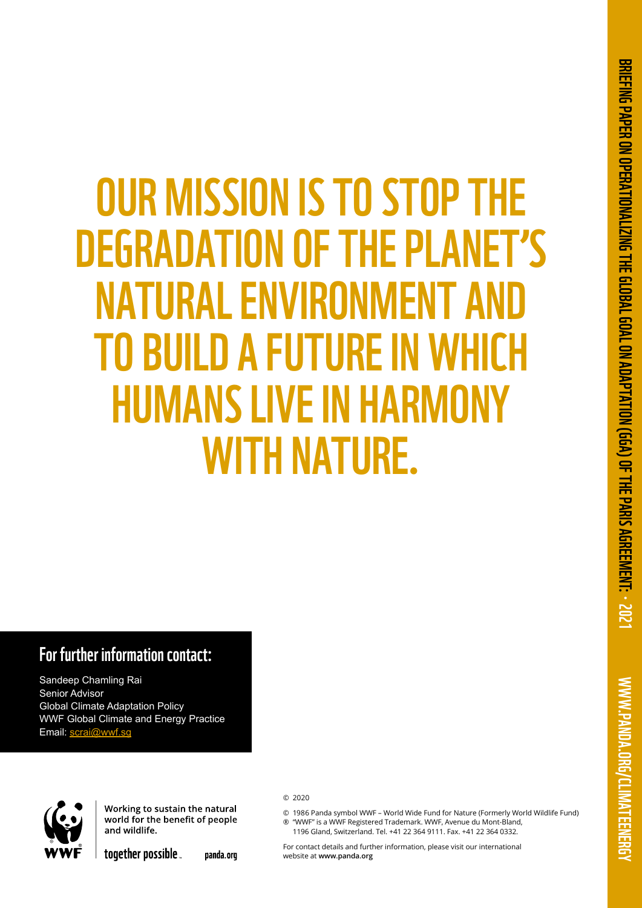# OUR MISSION IS TO STOP THE DEGRADATION OF THE PLANET'S NATURAL ENVIRONMENT AND TO BUILD A FUTURE IN WHICH HUMANS LIVE IN HARMONY WITH NATURE.

## For further information contact:

Sandeep Chamling Rai
Senior Advisor
Global Climate Adaptation Policy
WWF Global Climate and Energy Practice
Email: scrai@wwf.sg

Working to sustain the natural world for the benefit of people and wildlife.

together possible. panda.org

© 2020

© 1986 Panda symbol WWF – World Wide Fund for Nature (Formerly World Wildlife Fund)
® "WWF" is a WWF Registered Trademark. WWF, Avenue du Mont-Bland, 1196 Gland, Switzerland. Tel. +41 22 364 9111. Fax. +41 22 364 0332.

For contact details and further information, please visit our international website at **www.panda.org**

WWW.PANDA.ORG/CLIMATEENERGY